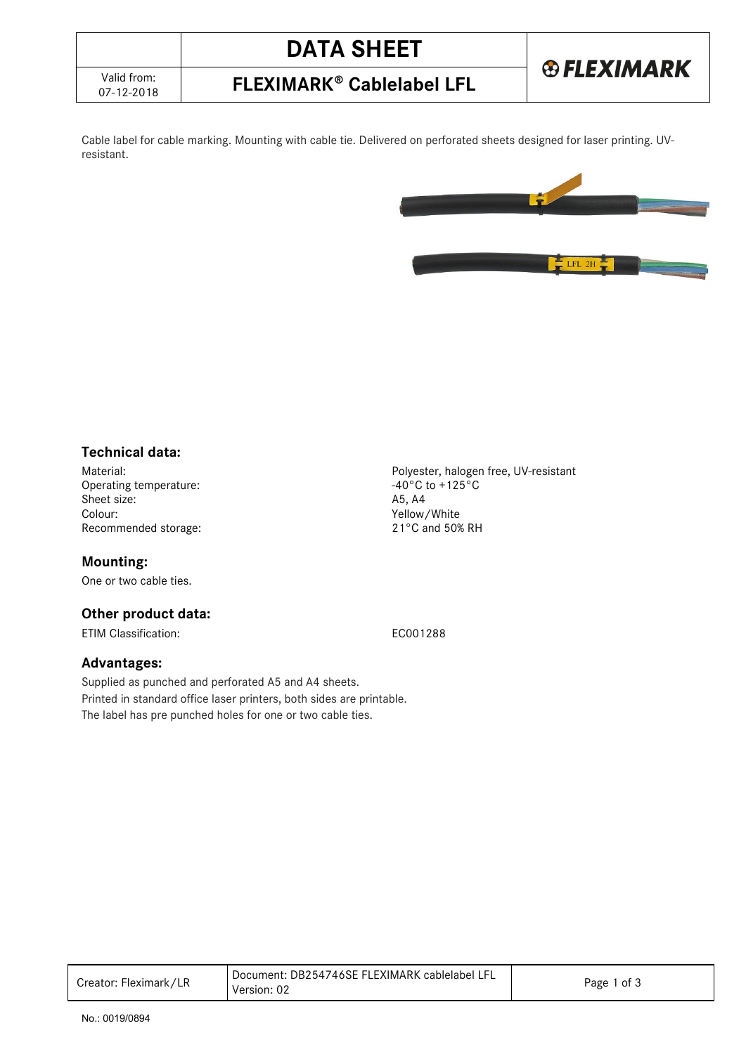# DATA SHEET

## FLEXIMARK® Cablelabel LFL

Valid from: 07-12-2018

Cable label for cable marking. Mounting with cable tie. Delivered on perforated sheets designed for laser printing. UV-resistant.

### Technical data:

| | |
|---|---|
| Material: | Polyester, halogen free, UV-resistant |
| Operating temperature: | -40°C to +125°C |
| Sheet size: | A5, A4 |
| Colour: | Yellow/White |
| Recommended storage: | 21°C and 50% RH |

### Mounting:

One or two cable ties.

### Other product data:

| | |
|---|---|
| ETIM Classification: | EC001288 |

### Advantages:

Supplied as punched and perforated A5 and A4 sheets.
Printed in standard office laser printers, both sides are printable.
The label has pre punched holes for one or two cable ties.

Creator: Fleximark/LR | Document: DB254746SE FLEXIMARK cablelabel LFL Version: 02

No.: 0019/0894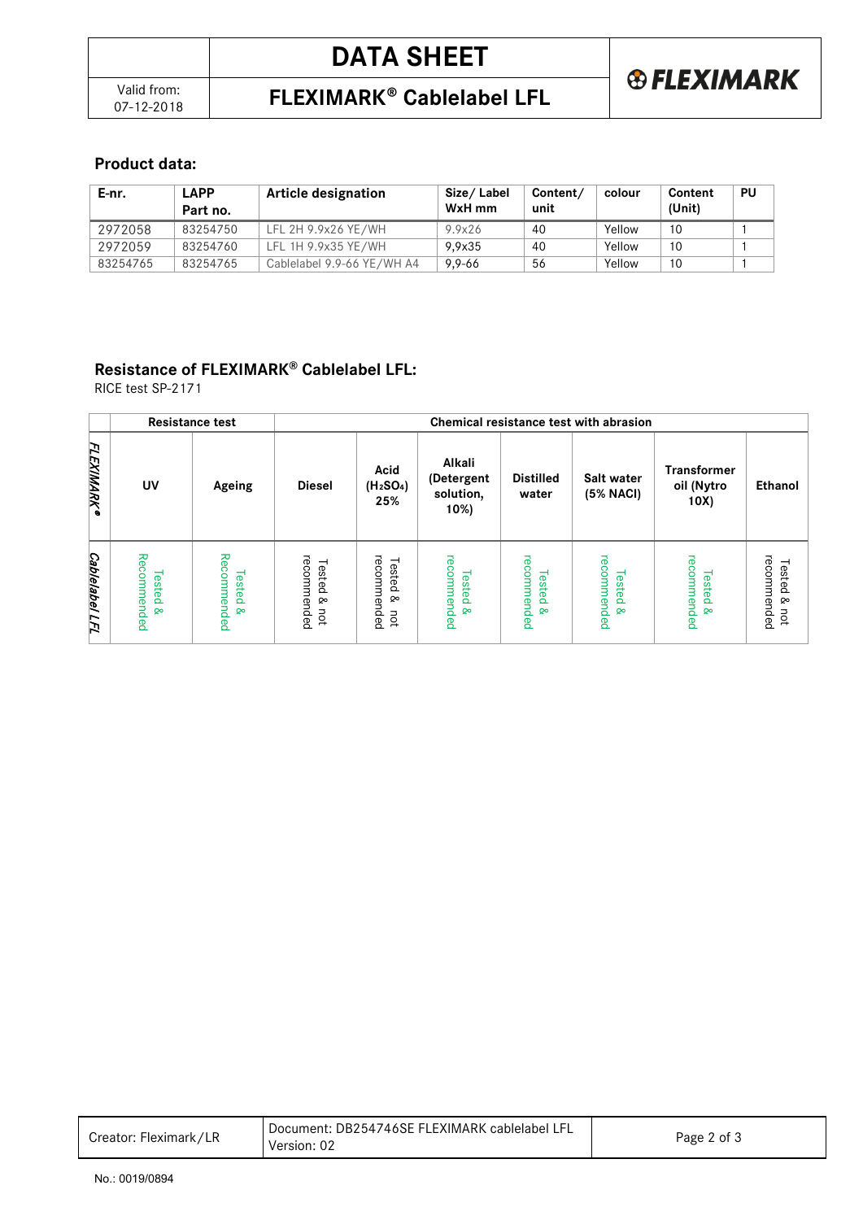# DATA SHEET

## FLEXIMARK® Cablelabel LFL

Valid from: 07-12-2018

### Product data:

| E-nr. | LAPP Part no. | Article designation | Size/ Label WxH mm | Content/ unit | colour | Content (Unit) | PU |
|---|---|---|---|---|---|---|---|
| 2972058 | 83254750 | LFL 2H 9.9x26 YE/WH | 9.9x26 | 40 | Yellow | 10 | 1 |
| 2972059 | 83254760 | LFL 1H 9.9x35 YE/WH | 9,9x35 | 40 | Yellow | 10 | 1 |
| 83254765 | 83254765 | Cablelabel 9.9-66 YE/WH A4 | 9,9-66 | 56 | Yellow | 10 | 1 |

### Resistance of FLEXIMARK® Cablelabel LFL:

RICE test SP-2171

| | Resistance test | | Chemical resistance test with abrasion | | | | | | |
|---|---|---|---|---|---|---|---|---|---|
| FLEXIMARK® | UV | Ageing | Diesel | Acid ($H_2SO_4$) 25% | Alkali (Detergent solution, 10%) | Distilled water | Salt water (5% NACl) | Transformer oil (Nytro 10X) | Ethanol |
| Cablelabel LFL | Tested & Recommended | Tested & Recommended | Tested & not recommended | Tested & not recommended | Tested & recommended | Tested & recommended | Tested & recommended | Tested & recommended | Tested & not recommended |

Creator: Fleximark/LR | Document: DB254746SE FLEXIMARK cablelabel LFL Version: 02

No.: 0019/0894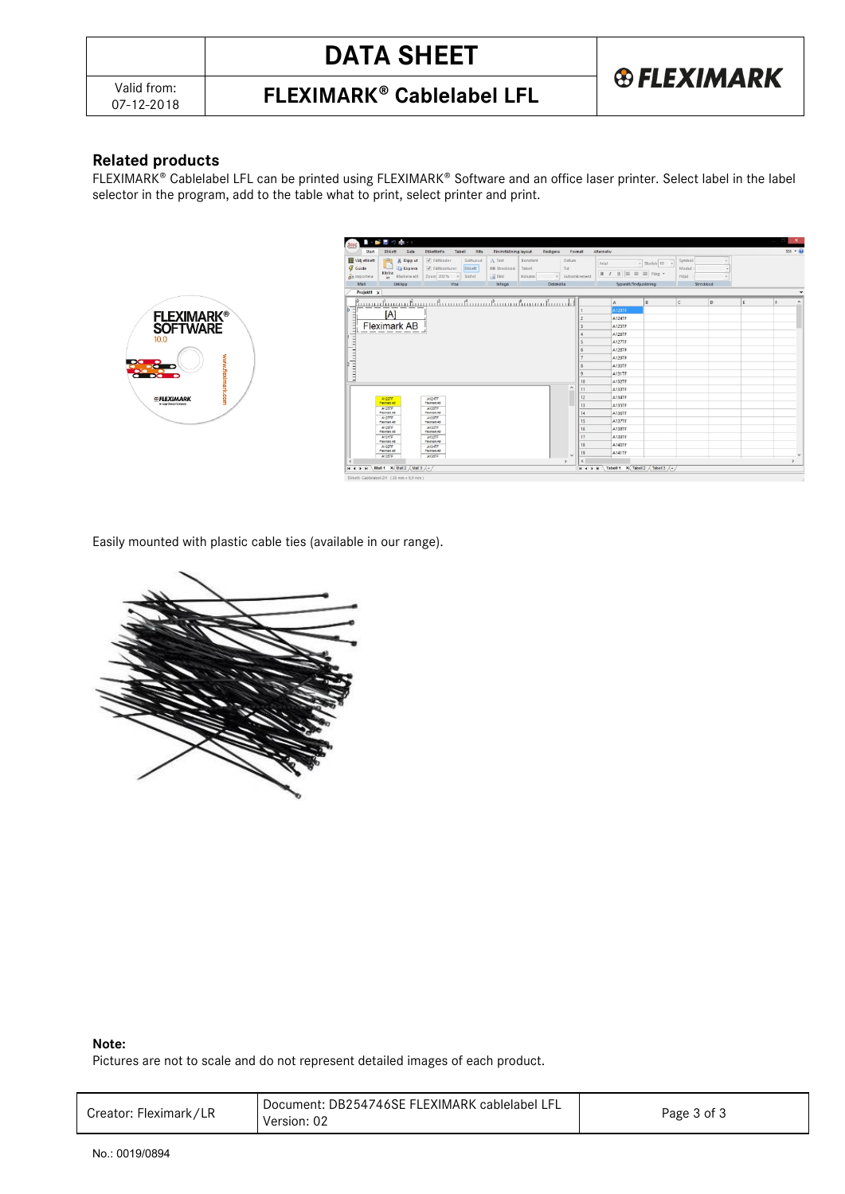## Related products

FLEXIMARK® Cablelabel LFL can be printed using FLEXIMARK® Software and an office laser printer. Select label in the label selector in the program, add to the table what to print, select printer and print.

Easily mounted with plastic cable ties (available in our range).

**Note:**
Pictures are not to scale and do not represent detailed images of each product.